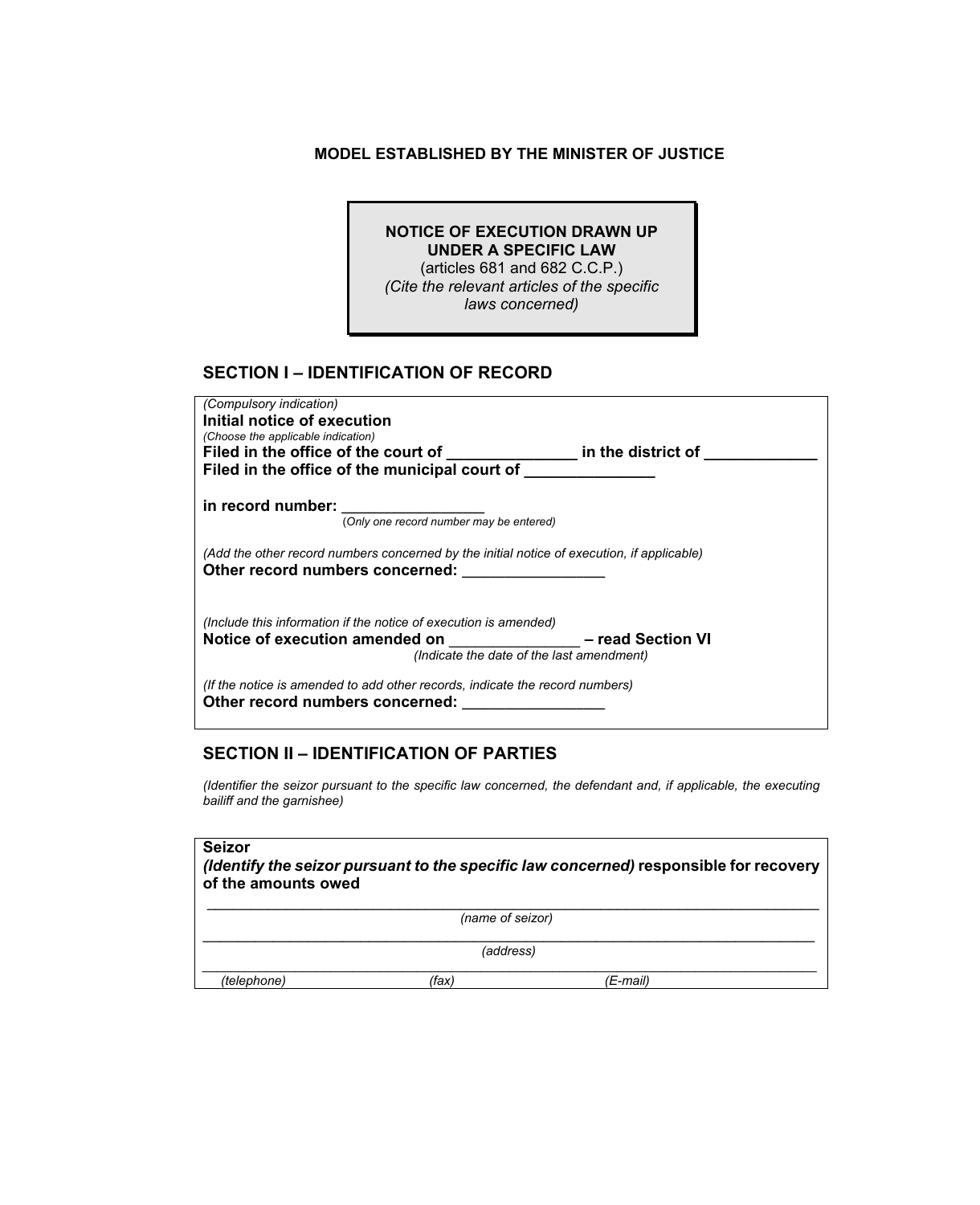**MODEL ESTABLISHED BY THE MINISTER OF JUSTICE**

**NOTICE OF EXECUTION DRAWN UP UNDER A SPECIFIC LAW**
(articles 681 and 682 C.C.P.)
*(Cite the relevant articles of the specific laws concerned)*

## SECTION I – IDENTIFICATION OF RECORD

*(Compulsory indication)*
**Initial notice of execution**
*(Choose the applicable indication)*
**Filed in the office of the court of _______________ in the district of _____________**
**Filed in the office of the municipal court of _______________**

**in record number: _________________**
(*Only one record number may be entered*)

*(Add the other record numbers concerned by the initial notice of execution, if applicable)*
**Other record numbers concerned: _________________**

*(Include this information if the notice of execution is amended)*
**Notice of execution amended on _______________ – read Section VI**
*(Indicate the date of the last amendment)*

*(If the notice is amended to add other records, indicate the record numbers)*
**Other record numbers concerned: _________________**

## SECTION II – IDENTIFICATION OF PARTIES

*(Identifier the seizor pursuant to the specific law concerned, the defendant and, if applicable, the executing bailiff and the garnishee)*

**Seizor**
***(Identify the seizor pursuant to the specific law concerned)* responsible for recovery of the amounts owed**

_______________________________________________________________
*(name of seizor)*

_______________________________________________________________
*(address)*

_______________________________________________________________
*(telephone)* *(fax)* *(E-mail)*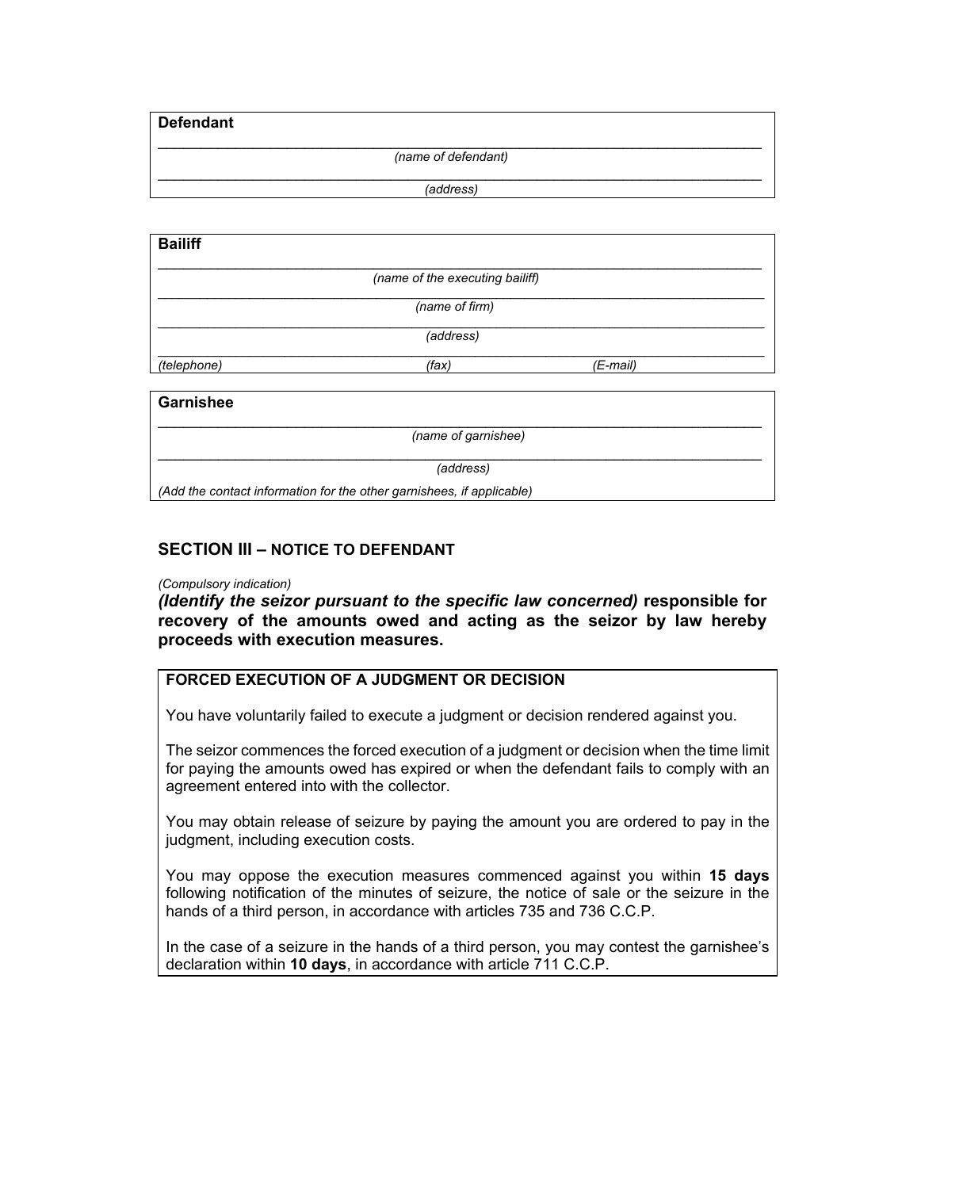**Defendant**

\_\_\_\_\_\_\_\_\_\_\_\_\_\_\_\_\_\_\_\_\_\_\_\_\_\_\_\_\_\_\_\_\_\_\_\_\_\_\_\_\_\_\_\_\_\_\_\_\_\_\_\_\_\_\_\_\_\_\_\_\_\_\_\_\_\_\_\_\_\_

*(name of defendant)*

\_\_\_\_\_\_\_\_\_\_\_\_\_\_\_\_\_\_\_\_\_\_\_\_\_\_\_\_\_\_\_\_\_\_\_\_\_\_\_\_\_\_\_\_\_\_\_\_\_\_\_\_\_\_\_\_\_\_\_\_\_\_\_\_\_\_\_\_\_\_

*(address)*

**Bailiff**

\_\_\_\_\_\_\_\_\_\_\_\_\_\_\_\_\_\_\_\_\_\_\_\_\_\_\_\_\_\_\_\_\_\_\_\_\_\_\_\_\_\_\_\_\_\_\_\_\_\_\_\_\_\_\_\_\_\_\_\_\_\_\_\_\_\_\_\_\_\_

*(name of the executing bailiff)*

\_\_\_\_\_\_\_\_\_\_\_\_\_\_\_\_\_\_\_\_\_\_\_\_\_\_\_\_\_\_\_\_\_\_\_\_\_\_\_\_\_\_\_\_\_\_\_\_\_\_\_\_\_\_\_\_\_\_\_\_\_\_\_\_\_\_\_\_\_\_

*(name of firm)*

\_\_\_\_\_\_\_\_\_\_\_\_\_\_\_\_\_\_\_\_\_\_\_\_\_\_\_\_\_\_\_\_\_\_\_\_\_\_\_\_\_\_\_\_\_\_\_\_\_\_\_\_\_\_\_\_\_\_\_\_\_\_\_\_\_\_\_\_\_\_

*(address)*

\_\_\_\_\_\_\_\_\_\_\_\_\_\_\_\_\_\_\_\_\_\_\_\_\_\_\_\_\_\_\_\_\_\_\_\_\_\_\_\_\_\_\_\_\_\_\_\_\_\_\_\_\_\_\_\_\_\_\_\_\_\_\_\_\_\_\_\_\_\_

*(telephone)* *(fax)* *(E-mail)*

**Garnishee**

\_\_\_\_\_\_\_\_\_\_\_\_\_\_\_\_\_\_\_\_\_\_\_\_\_\_\_\_\_\_\_\_\_\_\_\_\_\_\_\_\_\_\_\_\_\_\_\_\_\_\_\_\_\_\_\_\_\_\_\_\_\_\_\_\_\_\_\_\_\_

*(name of garnishee)*

\_\_\_\_\_\_\_\_\_\_\_\_\_\_\_\_\_\_\_\_\_\_\_\_\_\_\_\_\_\_\_\_\_\_\_\_\_\_\_\_\_\_\_\_\_\_\_\_\_\_\_\_\_\_\_\_\_\_\_\_\_\_\_\_\_\_\_\_\_\_

*(address)*

*(Add the contact information for the other garnishees, if applicable)*

## SECTION III – NOTICE TO DEFENDANT

*(Compulsory indication)*

***(Identify the seizor pursuant to the specific law concerned)*** **responsible for recovery of the amounts owed and acting as the seizor by law hereby proceeds with execution measures.**

**FORCED EXECUTION OF A JUDGMENT OR DECISION**

You have voluntarily failed to execute a judgment or decision rendered against you.

The seizor commences the forced execution of a judgment or decision when the time limit for paying the amounts owed has expired or when the defendant fails to comply with an agreement entered into with the collector.

You may obtain release of seizure by paying the amount you are ordered to pay in the judgment, including execution costs.

You may oppose the execution measures commenced against you within **15 days** following notification of the minutes of seizure, the notice of sale or the seizure in the hands of a third person, in accordance with articles 735 and 736 C.C.P.

In the case of a seizure in the hands of a third person, you may contest the garnishee's declaration within **10 days**, in accordance with article 711 C.C.P.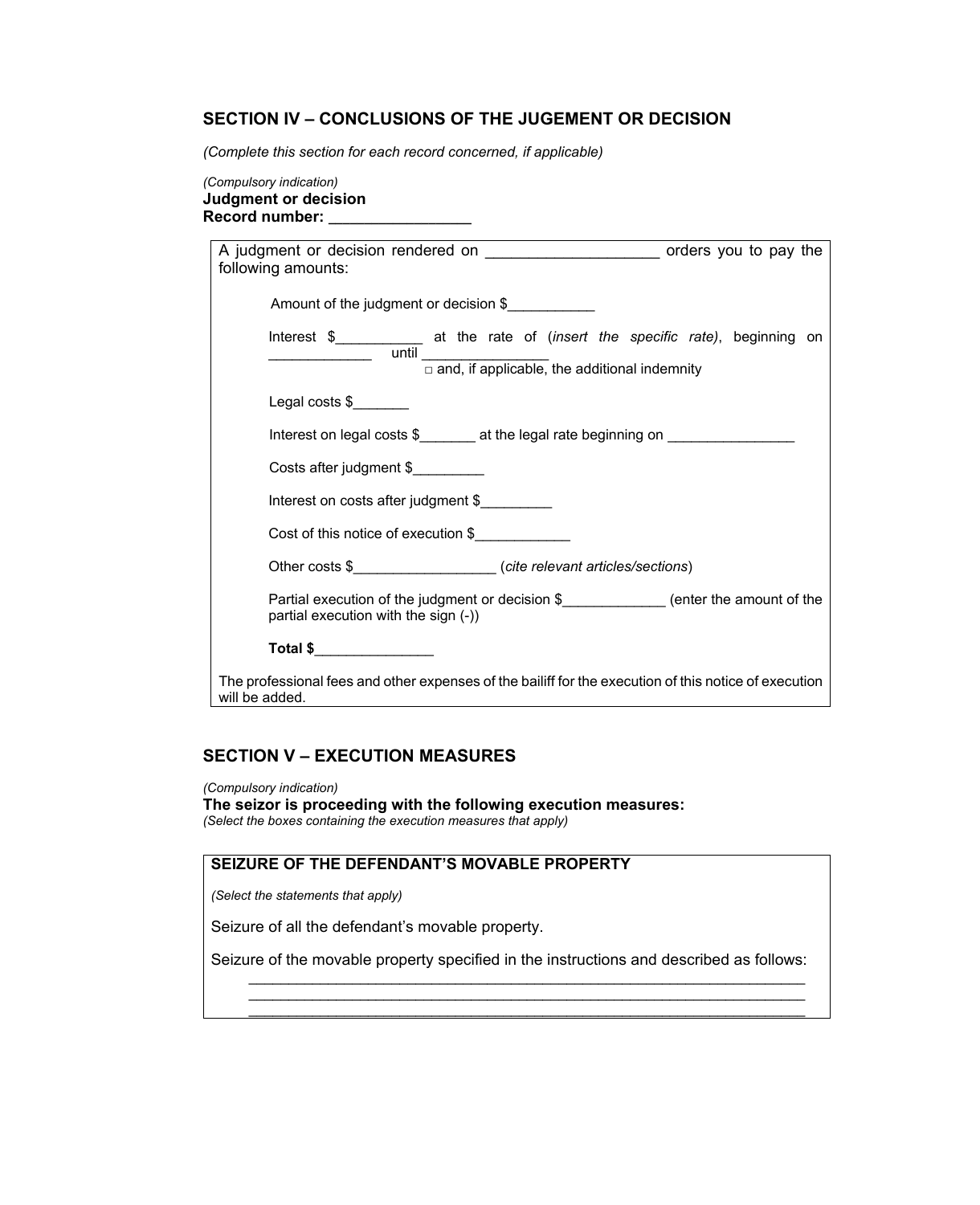## SECTION IV – CONCLUSIONS OF THE JUGEMENT OR DECISION

*(Complete this section for each record concerned, if applicable)*

*(Compulsory indication)*
**Judgment or decision**
**Record number: ________________**

A judgment or decision rendered on ____________________ orders you to pay the following amounts:

Amount of the judgment or decision $___________

Interest $___________ at the rate of (*insert the specific rate*), beginning on _____________ until ________________
□ and, if applicable, the additional indemnity

Legal costs $_______

Interest on legal costs $_______ at the legal rate beginning on ________________

Costs after judgment $_________

Interest on costs after judgment $_________

Cost of this notice of execution $____________

Other costs $__________________ (*cite relevant articles/sections*)

Partial execution of the judgment or decision $_____________ (enter the amount of the partial execution with the sign (-))

**Total $_______________**

The professional fees and other expenses of the bailiff for the execution of this notice of execution will be added.

## SECTION V – EXECUTION MEASURES

*(Compulsory indication)*
**The seizor is proceeding with the following execution measures:**
*(Select the boxes containing the execution measures that apply)*

**SEIZURE OF THE DEFENDANT'S MOVABLE PROPERTY**

*(Select the statements that apply)*

Seizure of all the defendant's movable property.

Seizure of the movable property specified in the instructions and described as follows:
______________________________________________________________________
______________________________________________________________________
______________________________________________________________________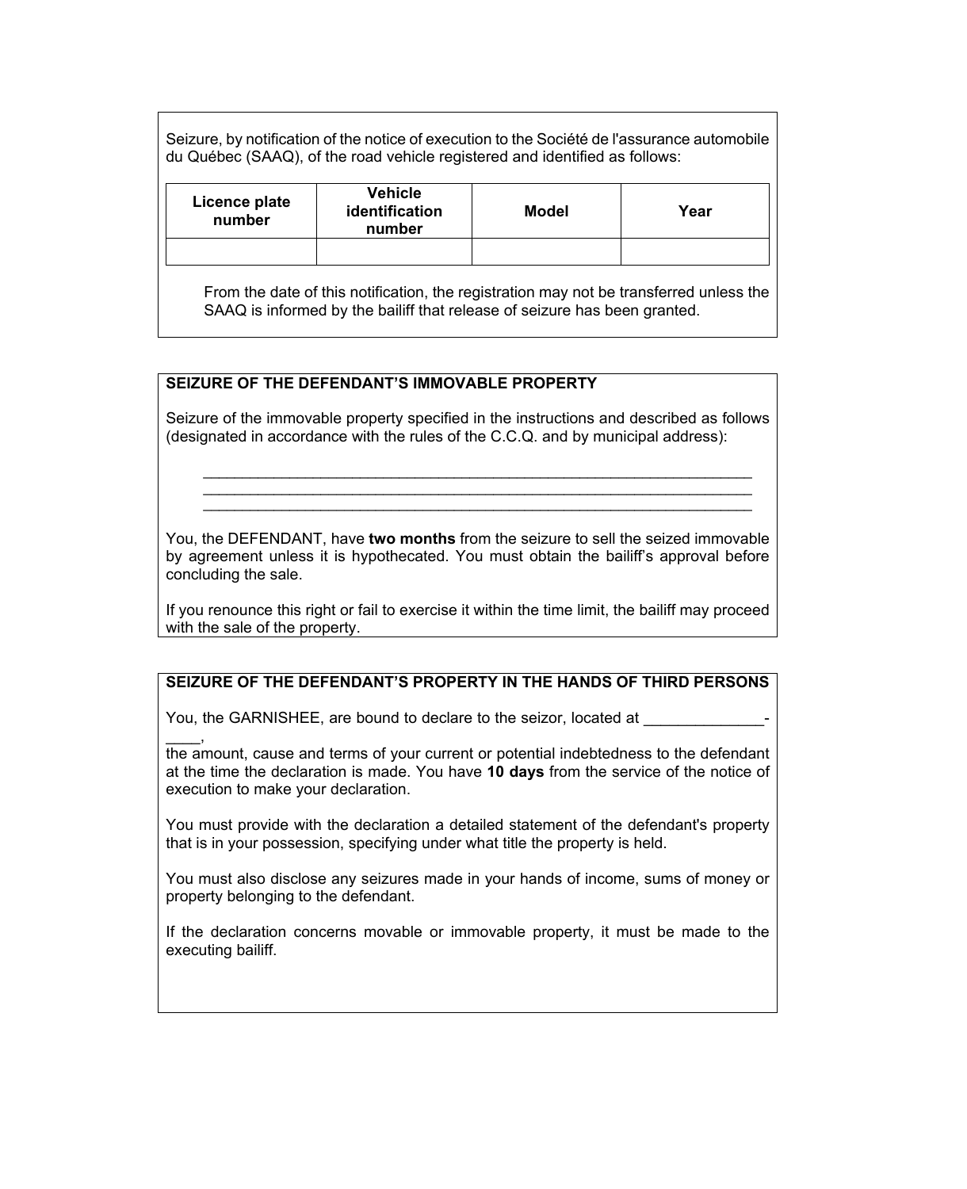Seizure, by notification of the notice of execution to the Société de l'assurance automobile du Québec (SAAQ), of the road vehicle registered and identified as follows:

| Licence plate number | Vehicle identification number | Model | Year |
|---|---|---|---|
| | | | |

From the date of this notification, the registration may not be transferred unless the SAAQ is informed by the bailiff that release of seizure has been granted.

**SEIZURE OF THE DEFENDANT'S IMMOVABLE PROPERTY**

Seizure of the immovable property specified in the instructions and described as follows (designated in accordance with the rules of the C.C.Q. and by municipal address):

______________________________________________________________________
______________________________________________________________________
______________________________________________________________________

You, the DEFENDANT, have **two months** from the seizure to sell the seized immovable by agreement unless it is hypothecated. You must obtain the bailiff's approval before concluding the sale.

If you renounce this right or fail to exercise it within the time limit, the bailiff may proceed with the sale of the property.

**SEIZURE OF THE DEFENDANT'S PROPERTY IN THE HANDS OF THIRD PERSONS**

You, the GARNISHEE, are bound to declare to the seizor, located at ______________-____,
the amount, cause and terms of your current or potential indebtedness to the defendant at the time the declaration is made. You have **10 days** from the service of the notice of execution to make your declaration.

You must provide with the declaration a detailed statement of the defendant's property that is in your possession, specifying under what title the property is held.

You must also disclose any seizures made in your hands of income, sums of money or property belonging to the defendant.

If the declaration concerns movable or immovable property, it must be made to the executing bailiff.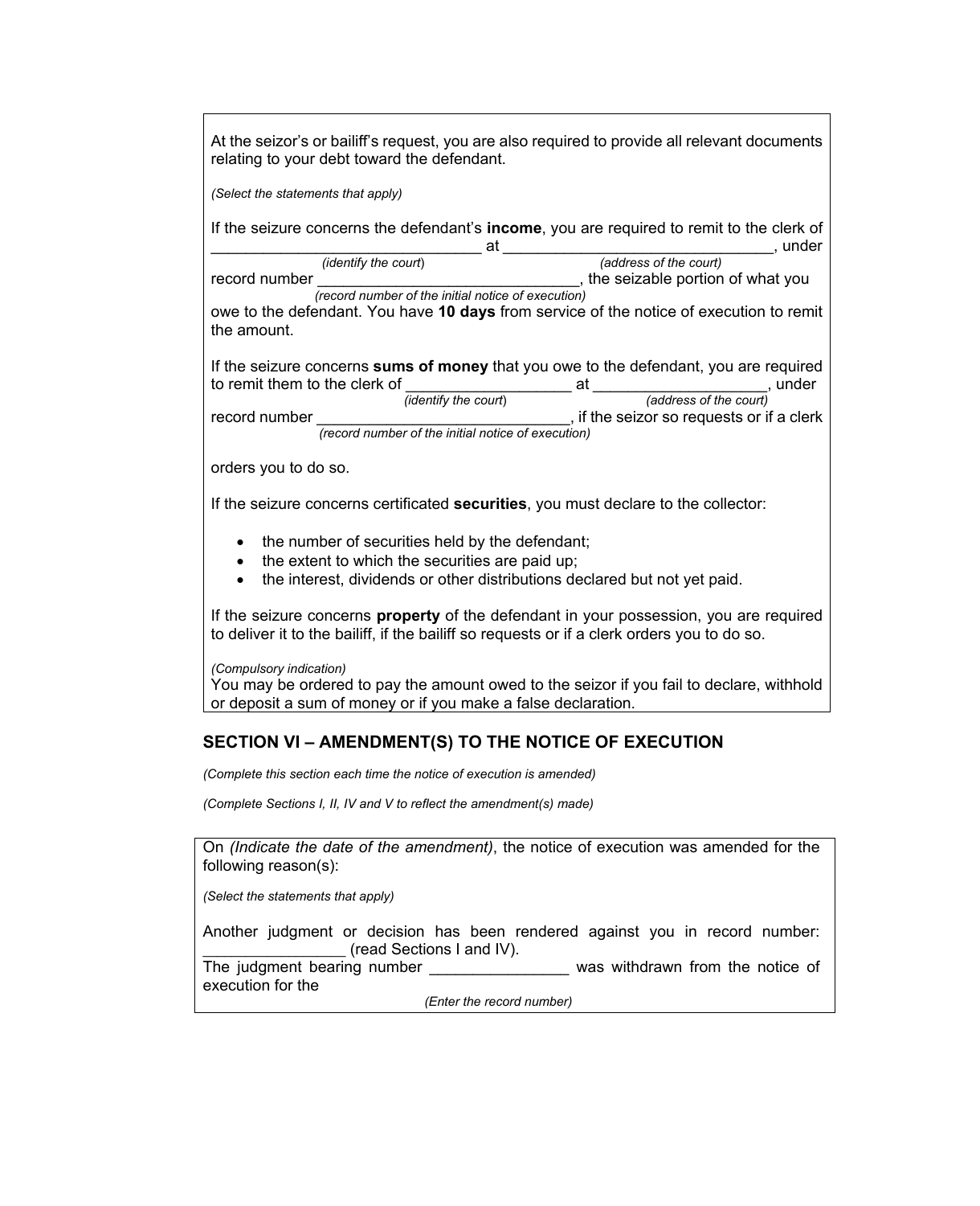At the seizor's or bailiff's request, you are also required to provide all relevant documents relating to your debt toward the defendant.

*(Select the statements that apply)*

If the seizure concerns the defendant's **income**, you are required to remit to the clerk of ______________________________ at ______________________________, under record number ______________________________, the seizable portion of what you owe to the defendant. You have **10 days** from service of the notice of execution to remit the amount.

*(identify the court)* *(address of the court)* *(record number of the initial notice of execution)*

If the seizure concerns **sums of money** that you owe to the defendant, you are required to remit them to the clerk of __________________ at ___________________, under record number ____________________________, if the seizor so requests or if a clerk orders you to do so.

*(identify the court)* *(address of the court)* *(record number of the initial notice of execution)*

If the seizure concerns certificated **securities**, you must declare to the collector:

- the number of securities held by the defendant;
- the extent to which the securities are paid up;
- the interest, dividends or other distributions declared but not yet paid.

If the seizure concerns **property** of the defendant in your possession, you are required to deliver it to the bailiff, if the bailiff so requests or if a clerk orders you to do so.

*(Compulsory indication)*
You may be ordered to pay the amount owed to the seizor if you fail to declare, withhold or deposit a sum of money or if you make a false declaration.

## SECTION VI – AMENDMENT(S) TO THE NOTICE OF EXECUTION

*(Complete this section each time the notice of execution is amended)*

*(Complete Sections I, II, IV and V to reflect the amendment(s) made)*

On *(Indicate the date of the amendment)*, the notice of execution was amended for the following reason(s):

*(Select the statements that apply)*

Another judgment or decision has been rendered against you in record number: ________________ (read Sections I and IV).
The judgment bearing number _______________ was withdrawn from the notice of execution for the

*(Enter the record number)*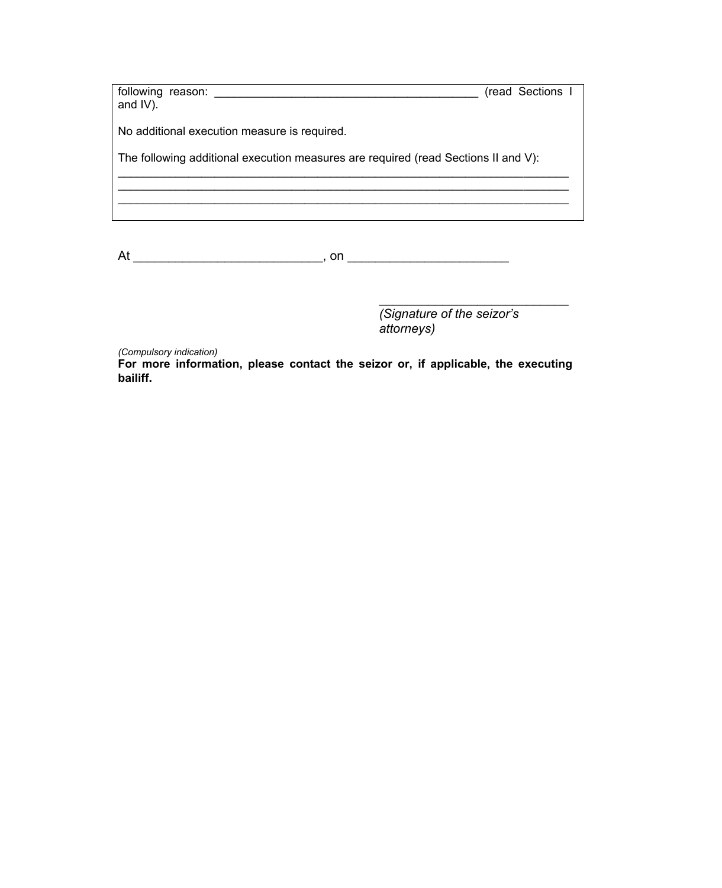following reason: ________________________________________ (read Sections I and IV).

No additional execution measure is required.

The following additional execution measures are required (read Sections II and V):
______________________________________________________________________
______________________________________________________________________
______________________________________________________________________

At __________________________, on ______________________

__________________________
*(Signature of the seizor's attorneys)*

*(Compulsory indication)*
**For more information, please contact the seizor or, if applicable, the executing bailiff.**